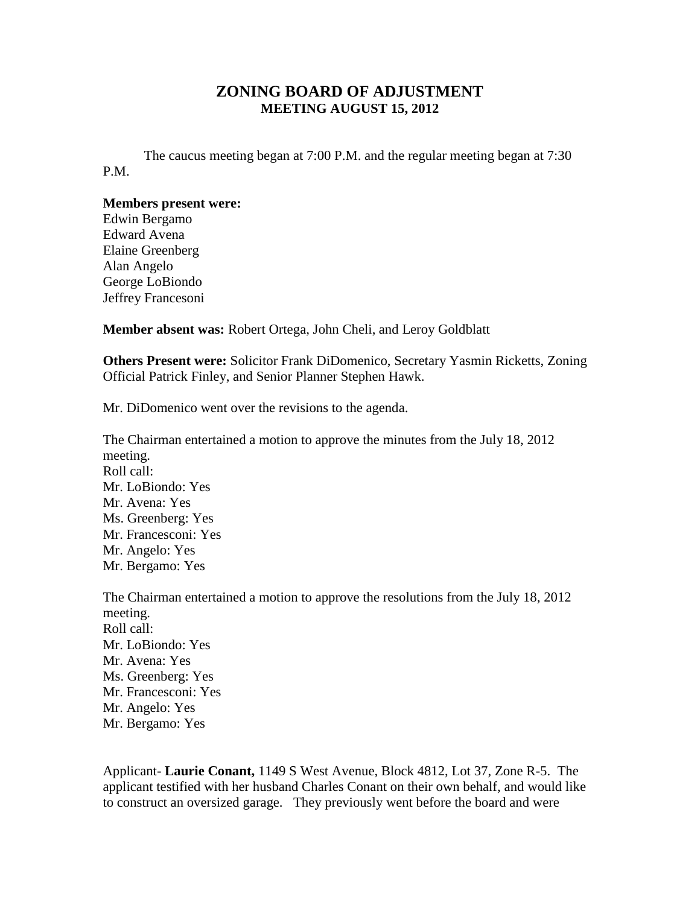# ZONING BOARD OF ADJUSTMENT
## MEETING AUGUST 15, 2012

The caucus meeting began at 7:00 P.M. and the regular meeting began at 7:30 P.M.

**Members present were:**
Edwin Bergamo
Edward Avena
Elaine Greenberg
Alan Angelo
George LoBiondo
Jeffrey Francesoni

**Member absent was:** Robert Ortega, John Cheli, and Leroy Goldblatt

**Others Present were:** Solicitor Frank DiDomenico, Secretary Yasmin Ricketts, Zoning Official Patrick Finley, and Senior Planner Stephen Hawk.

Mr. DiDomenico went over the revisions to the agenda.

The Chairman entertained a motion to approve the minutes from the July 18, 2012 meeting.
Roll call:
Mr. LoBiondo: Yes
Mr. Avena: Yes
Ms. Greenberg: Yes
Mr. Francesconi: Yes
Mr. Angelo: Yes
Mr. Bergamo: Yes

The Chairman entertained a motion to approve the resolutions from the July 18, 2012 meeting.
Roll call:
Mr. LoBiondo: Yes
Mr. Avena: Yes
Ms. Greenberg: Yes
Mr. Francesconi: Yes
Mr. Angelo: Yes
Mr. Bergamo: Yes

Applicant- **Laurie Conant,** 1149 S West Avenue, Block 4812, Lot 37, Zone R-5. The applicant testified with her husband Charles Conant on their own behalf, and would like to construct an oversized garage. They previously went before the board and were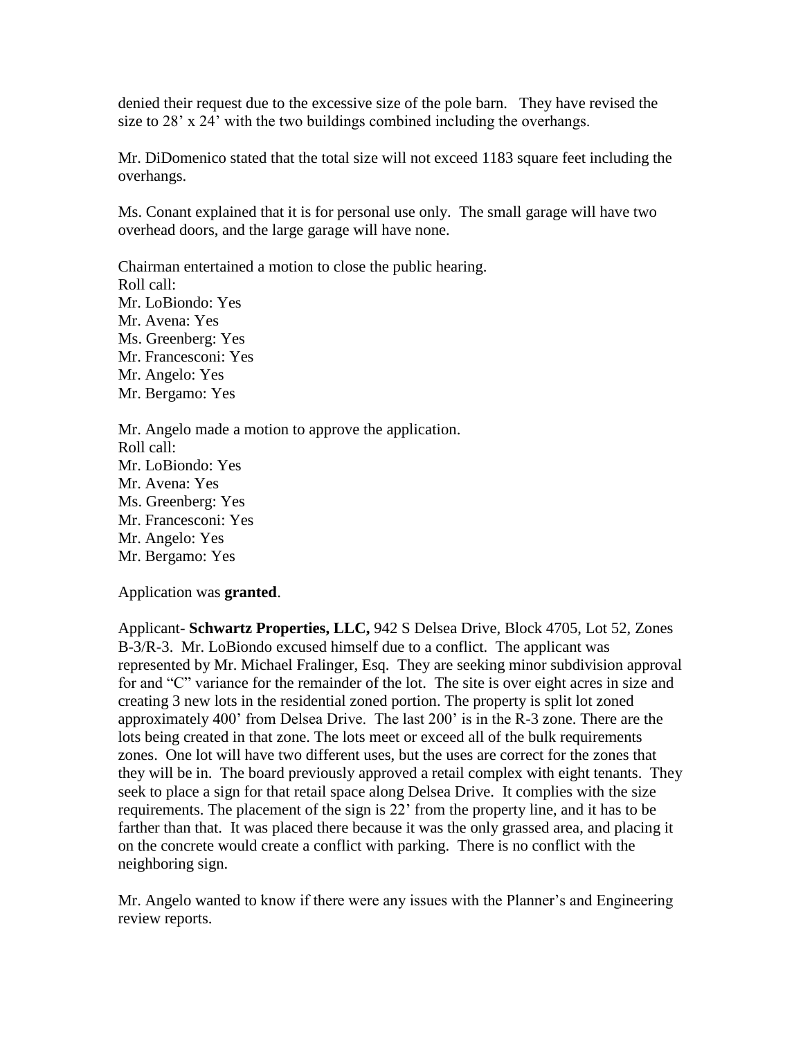denied their request due to the excessive size of the pole barn. They have revised the size to 28' x 24' with the two buildings combined including the overhangs.

Mr. DiDomenico stated that the total size will not exceed 1183 square feet including the overhangs.

Ms. Conant explained that it is for personal use only. The small garage will have two overhead doors, and the large garage will have none.

Chairman entertained a motion to close the public hearing.
Roll call:
Mr. LoBiondo: Yes
Mr. Avena: Yes
Ms. Greenberg: Yes
Mr. Francesconi: Yes
Mr. Angelo: Yes
Mr. Bergamo: Yes

Mr. Angelo made a motion to approve the application.
Roll call:
Mr. LoBiondo: Yes
Mr. Avena: Yes
Ms. Greenberg: Yes
Mr. Francesconi: Yes
Mr. Angelo: Yes
Mr. Bergamo: Yes

Application was **granted**.

Applicant- **Schwartz Properties, LLC,** 942 S Delsea Drive, Block 4705, Lot 52, Zones B-3/R-3. Mr. LoBiondo excused himself due to a conflict. The applicant was represented by Mr. Michael Fralinger, Esq. They are seeking minor subdivision approval for and "C" variance for the remainder of the lot. The site is over eight acres in size and creating 3 new lots in the residential zoned portion. The property is split lot zoned approximately 400' from Delsea Drive. The last 200' is in the R-3 zone. There are the lots being created in that zone. The lots meet or exceed all of the bulk requirements zones. One lot will have two different uses, but the uses are correct for the zones that they will be in. The board previously approved a retail complex with eight tenants. They seek to place a sign for that retail space along Delsea Drive. It complies with the size requirements. The placement of the sign is 22' from the property line, and it has to be farther than that. It was placed there because it was the only grassed area, and placing it on the concrete would create a conflict with parking. There is no conflict with the neighboring sign.

Mr. Angelo wanted to know if there were any issues with the Planner's and Engineering review reports.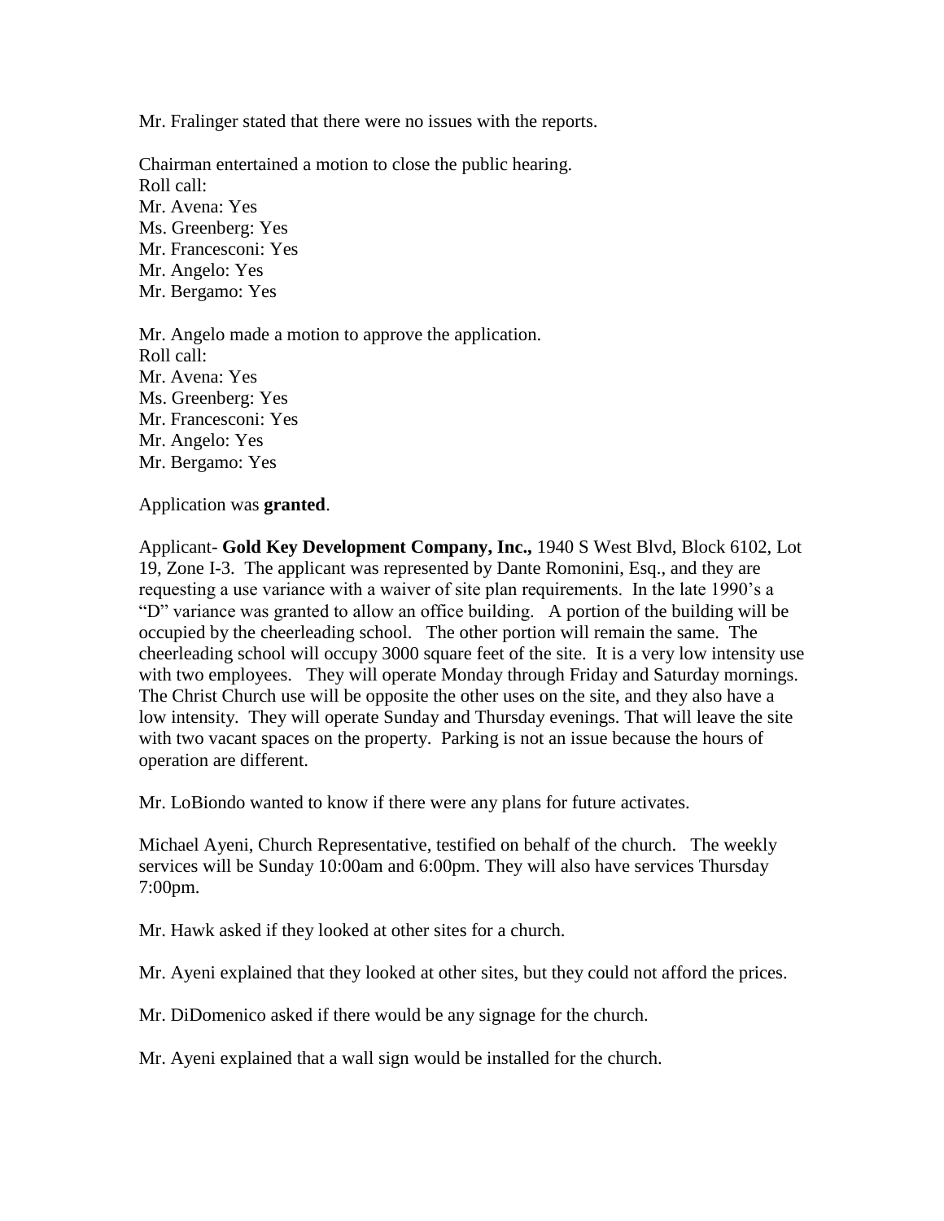Mr. Fralinger stated that there were no issues with the reports.

Chairman entertained a motion to close the public hearing.
Roll call:
Mr. Avena: Yes
Ms. Greenberg: Yes
Mr. Francesconi: Yes
Mr. Angelo: Yes
Mr. Bergamo: Yes

Mr. Angelo made a motion to approve the application.
Roll call:
Mr. Avena: Yes
Ms. Greenberg: Yes
Mr. Francesconi: Yes
Mr. Angelo: Yes
Mr. Bergamo: Yes

Application was **granted**.

Applicant- **Gold Key Development Company, Inc.,** 1940 S West Blvd, Block 6102, Lot 19, Zone I-3. The applicant was represented by Dante Romonini, Esq., and they are requesting a use variance with a waiver of site plan requirements. In the late 1990's a "D" variance was granted to allow an office building. A portion of the building will be occupied by the cheerleading school. The other portion will remain the same. The cheerleading school will occupy 3000 square feet of the site. It is a very low intensity use with two employees. They will operate Monday through Friday and Saturday mornings. The Christ Church use will be opposite the other uses on the site, and they also have a low intensity. They will operate Sunday and Thursday evenings. That will leave the site with two vacant spaces on the property. Parking is not an issue because the hours of operation are different.

Mr. LoBiondo wanted to know if there were any plans for future activates.

Michael Ayeni, Church Representative, testified on behalf of the church. The weekly services will be Sunday 10:00am and 6:00pm. They will also have services Thursday 7:00pm.

Mr. Hawk asked if they looked at other sites for a church.

Mr. Ayeni explained that they looked at other sites, but they could not afford the prices.

Mr. DiDomenico asked if there would be any signage for the church.

Mr. Ayeni explained that a wall sign would be installed for the church.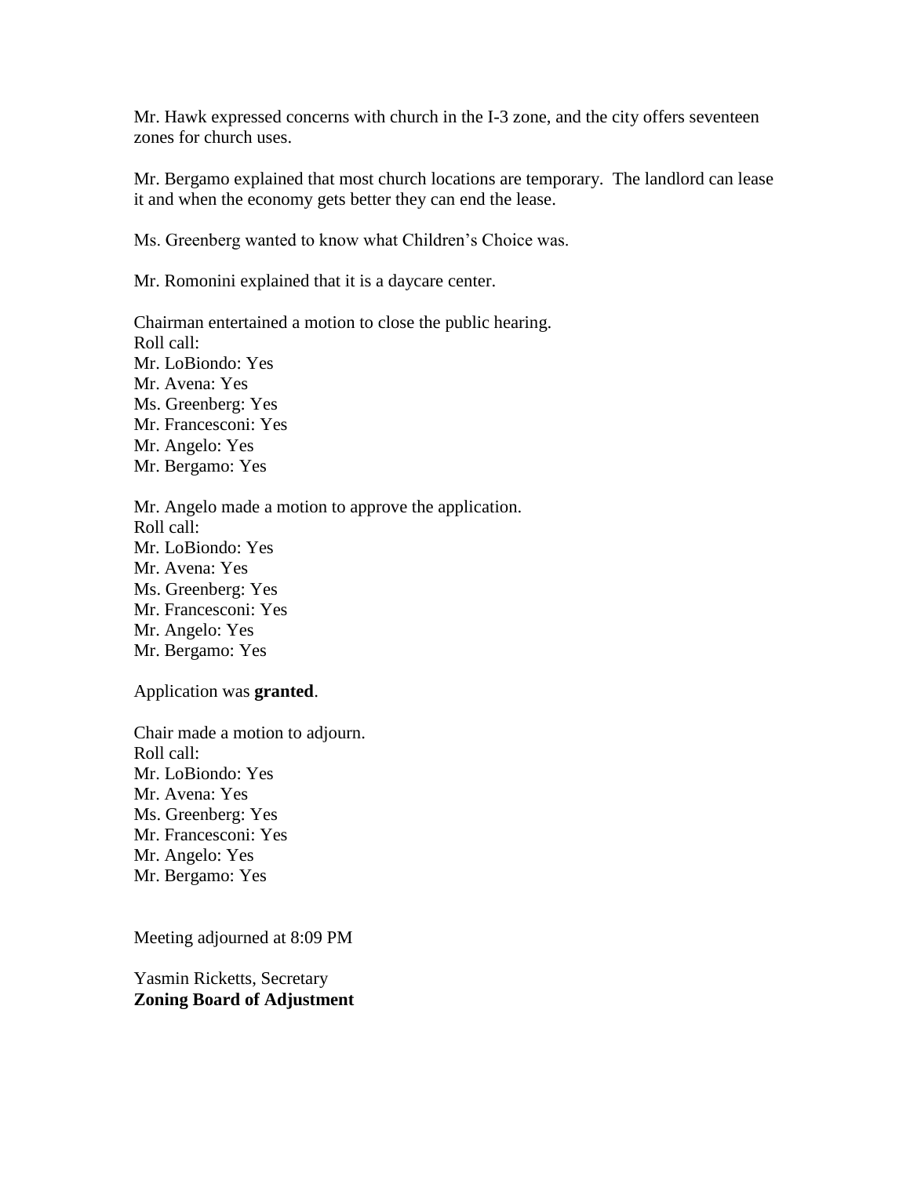Mr. Hawk expressed concerns with church in the I-3 zone, and the city offers seventeen zones for church uses.

Mr. Bergamo explained that most church locations are temporary. The landlord can lease it and when the economy gets better they can end the lease.

Ms. Greenberg wanted to know what Children's Choice was.

Mr. Romonini explained that it is a daycare center.

Chairman entertained a motion to close the public hearing.
Roll call:
Mr. LoBiondo: Yes
Mr. Avena: Yes
Ms. Greenberg: Yes
Mr. Francesconi: Yes
Mr. Angelo: Yes
Mr. Bergamo: Yes

Mr. Angelo made a motion to approve the application.
Roll call:
Mr. LoBiondo: Yes
Mr. Avena: Yes
Ms. Greenberg: Yes
Mr. Francesconi: Yes
Mr. Angelo: Yes
Mr. Bergamo: Yes

Application was **granted**.

Chair made a motion to adjourn.
Roll call:
Mr. LoBiondo: Yes
Mr. Avena: Yes
Ms. Greenberg: Yes
Mr. Francesconi: Yes
Mr. Angelo: Yes
Mr. Bergamo: Yes

Meeting adjourned at 8:09 PM

Yasmin Ricketts, Secretary
**Zoning Board of Adjustment**